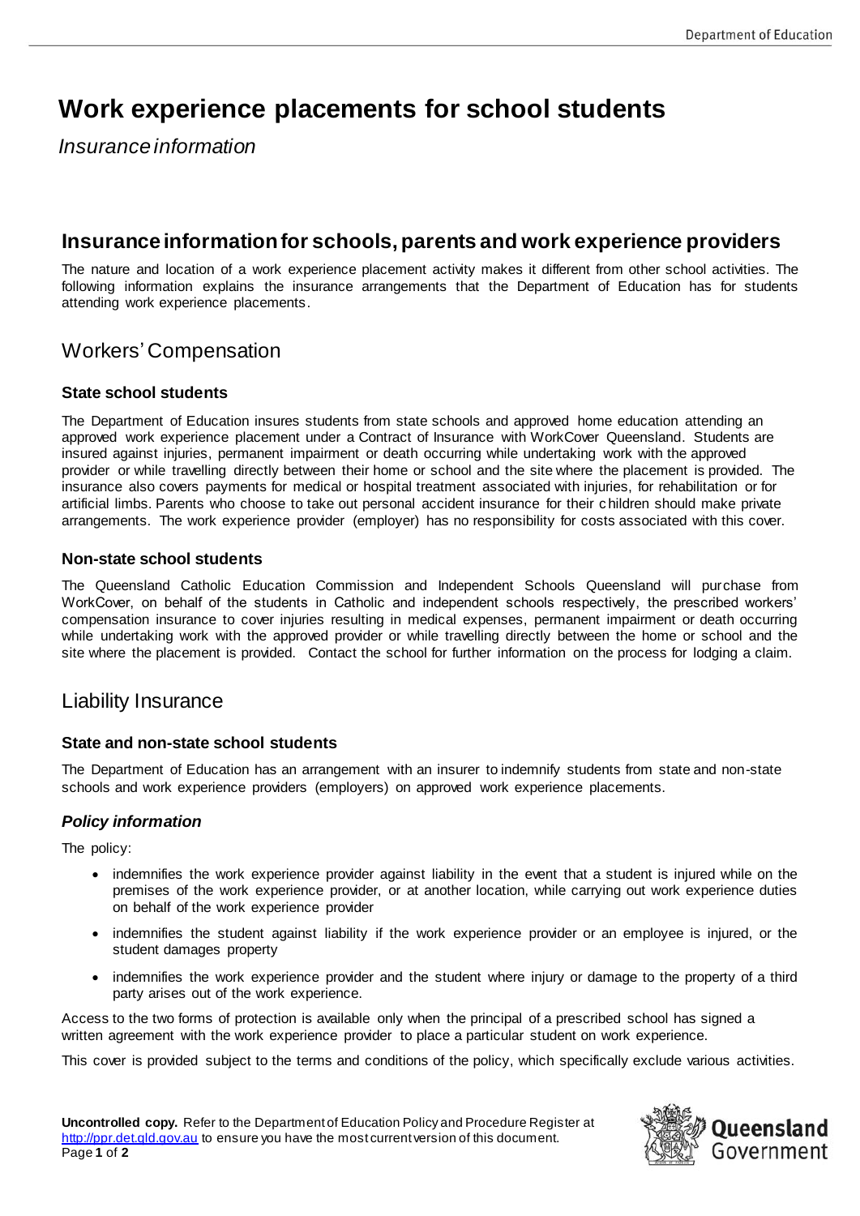# Work experience placements for school students

*Insurance information*

## Insurance information for schools, parents and work experience providers

The nature and location of a work experience placement activity makes it different from other school activities. The following information explains the insurance arrangements that the Department of Education has for students attending work experience placements.

## Workers' Compensation

### State school students

The Department of Education insures students from state schools and approved home education attending an approved work experience placement under a Contract of Insurance with WorkCover Queensland. Students are insured against injuries, permanent impairment or death occurring while undertaking work with the approved provider or while travelling directly between their home or school and the site where the placement is provided. The insurance also covers payments for medical or hospital treatment associated with injuries, for rehabilitation or for artificial limbs. Parents who choose to take out personal accident insurance for their children should make private arrangements. The work experience provider (employer) has no responsibility for costs associated with this cover.

### Non-state school students

The Queensland Catholic Education Commission and Independent Schools Queensland will purchase from WorkCover, on behalf of the students in Catholic and independent schools respectively, the prescribed workers' compensation insurance to cover injuries resulting in medical expenses, permanent impairment or death occurring while undertaking work with the approved provider or while travelling directly between the home or school and the site where the placement is provided. Contact the school for further information on the process for lodging a claim.

## Liability Insurance

### State and non-state school students

The Department of Education has an arrangement with an insurer to indemnify students from state and non-state schools and work experience providers (employers) on approved work experience placements.

### *Policy information*

The policy:

- indemnifies the work experience provider against liability in the event that a student is injured while on the premises of the work experience provider, or at another location, while carrying out work experience duties on behalf of the work experience provider
- indemnifies the student against liability if the work experience provider or an employee is injured, or the student damages property
- indemnifies the work experience provider and the student where injury or damage to the property of a third party arises out of the work experience.

Access to the two forms of protection is available only when the principal of a prescribed school has signed a written agreement with the work experience provider to place a particular student on work experience.

This cover is provided subject to the terms and conditions of the policy, which specifically exclude various activities.

**Uncontrolled copy.** Refer to the Department of Education Policy and Procedure Register at http://ppr.det.qld.gov.au to ensure you have the most current version of this document.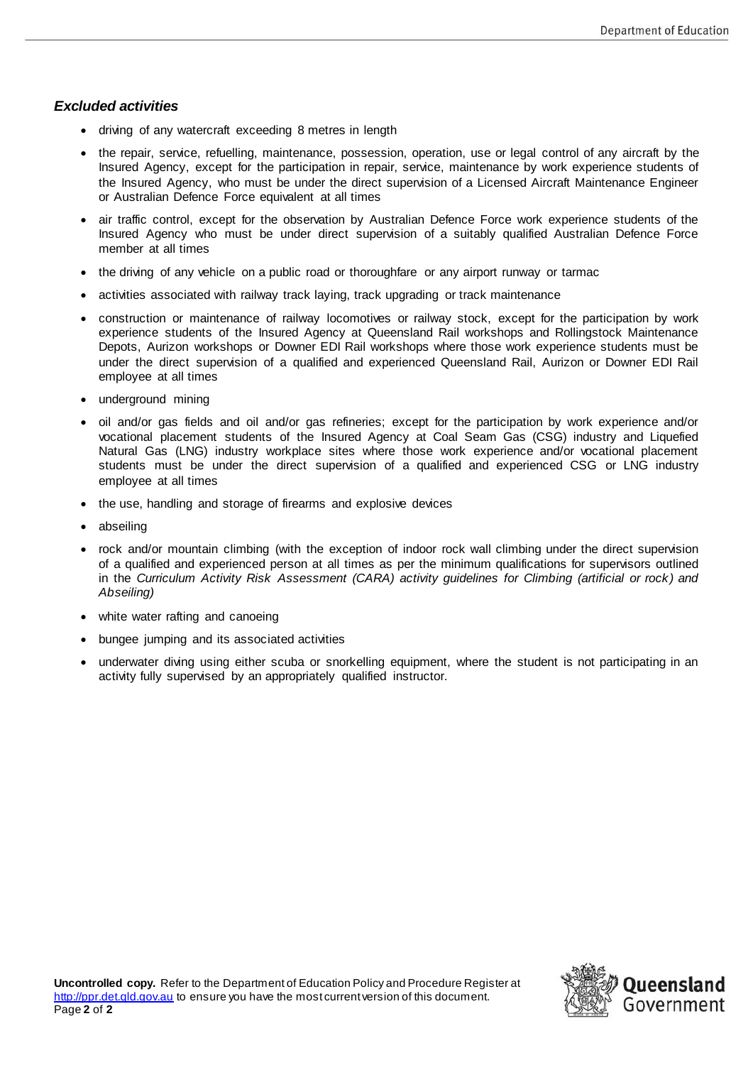### *Excluded activities*

- driving of any watercraft exceeding 8 metres in length
- the repair, service, refuelling, maintenance, possession, operation, use or legal control of any aircraft by the Insured Agency, except for the participation in repair, service, maintenance by work experience students of the Insured Agency, who must be under the direct supervision of a Licensed Aircraft Maintenance Engineer or Australian Defence Force equivalent at all times
- air traffic control, except for the observation by Australian Defence Force work experience students of the Insured Agency who must be under direct supervision of a suitably qualified Australian Defence Force member at all times
- the driving of any vehicle on a public road or thoroughfare or any airport runway or tarmac
- activities associated with railway track laying, track upgrading or track maintenance
- construction or maintenance of railway locomotives or railway stock, except for the participation by work experience students of the Insured Agency at Queensland Rail workshops and Rollingstock Maintenance Depots, Aurizon workshops or Downer EDI Rail workshops where those work experience students must be under the direct supervision of a qualified and experienced Queensland Rail, Aurizon or Downer EDI Rail employee at all times
- underground mining
- oil and/or gas fields and oil and/or gas refineries; except for the participation by work experience and/or vocational placement students of the Insured Agency at Coal Seam Gas (CSG) industry and Liquefied Natural Gas (LNG) industry workplace sites where those work experience and/or vocational placement students must be under the direct supervision of a qualified and experienced CSG or LNG industry employee at all times
- the use, handling and storage of firearms and explosive devices
- abseiling
- rock and/or mountain climbing (with the exception of indoor rock wall climbing under the direct supervision of a qualified and experienced person at all times as per the minimum qualifications for supervisors outlined in the *Curriculum Activity Risk Assessment (CARA) activity guidelines for Climbing (artificial or rock) and Abseiling)*
- white water rafting and canoeing
- bungee jumping and its associated activities
- underwater diving using either scuba or snorkelling equipment, where the student is not participating in an activity fully supervised by an appropriately qualified instructor.